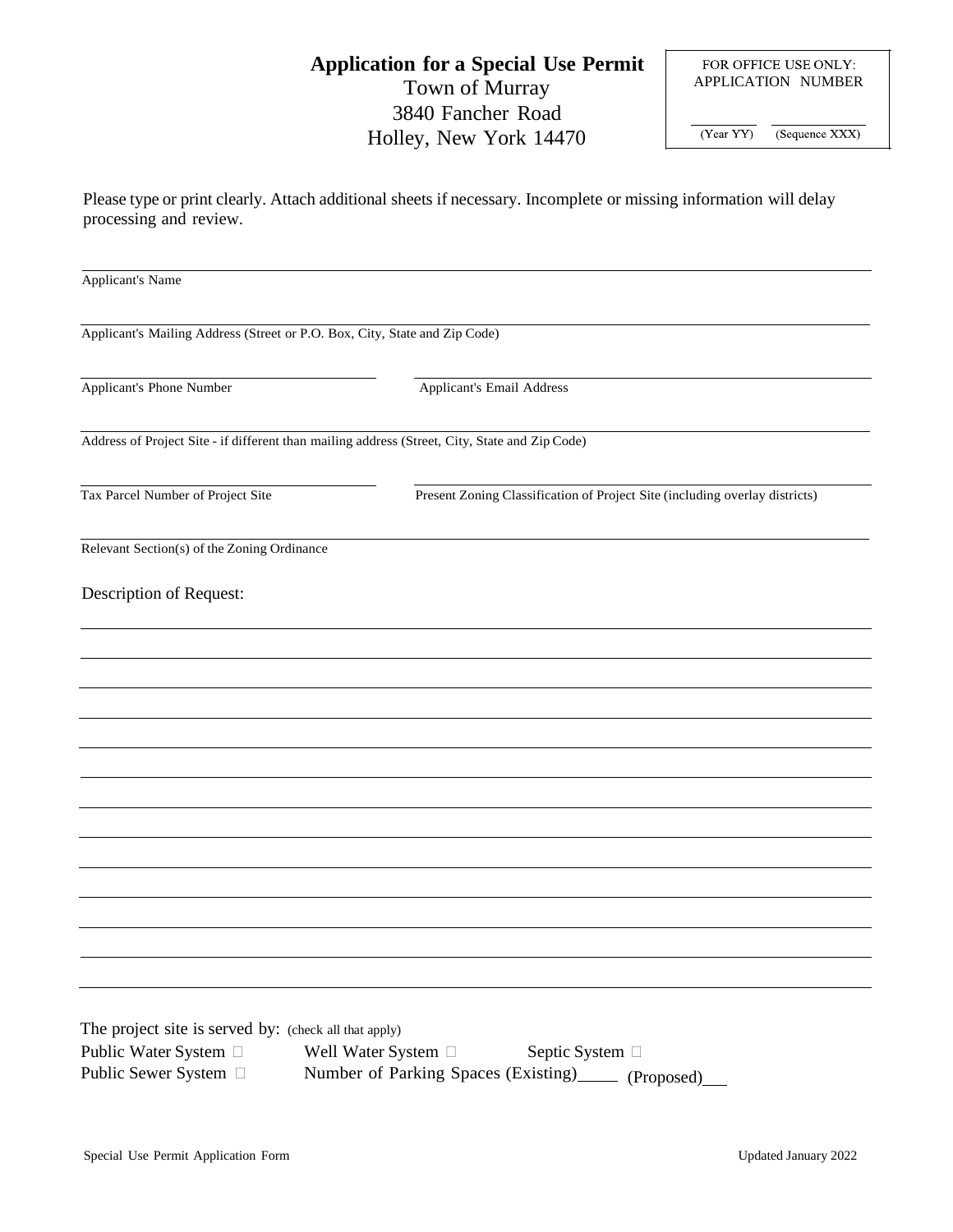# Application for a Special Use Permit

Town of Murray
3840 Fancher Road
Holley, New York 14470

FOR OFFICE USE ONLY:
APPLICATION NUMBER

______ ______
(Year YY) (Sequence XXX)

Please type or print clearly. Attach additional sheets if necessary. Incomplete or missing information will delay processing and review.

______________________________________________________________________
Applicant's Name

______________________________________________________________________
Applicant's Mailing Address (Street or P.O. Box, City, State and Zip Code)

______________________________ ______________________________________
Applicant's Phone Number Applicant's Email Address

______________________________________________________________________
Address of Project Site - if different than mailing address (Street, City, State and Zip Code)

______________________________ ______________________________________
Tax Parcel Number of Project Site Present Zoning Classification of Project Site (including overlay districts)

______________________________________________________________________
Relevant Section(s) of the Zoning Ordinance

Description of Request:

______________________________________________________________________
______________________________________________________________________
______________________________________________________________________
______________________________________________________________________
______________________________________________________________________
______________________________________________________________________
______________________________________________________________________
______________________________________________________________________
______________________________________________________________________
______________________________________________________________________
______________________________________________________________________
______________________________________________________________________
______________________________________________________________________

The project site is served by: (check all that apply)

Public Water System ☐ Well Water System ☐ Septic System ☐
Public Sewer System ☐ Number of Parking Spaces (Existing)____ (Proposed)___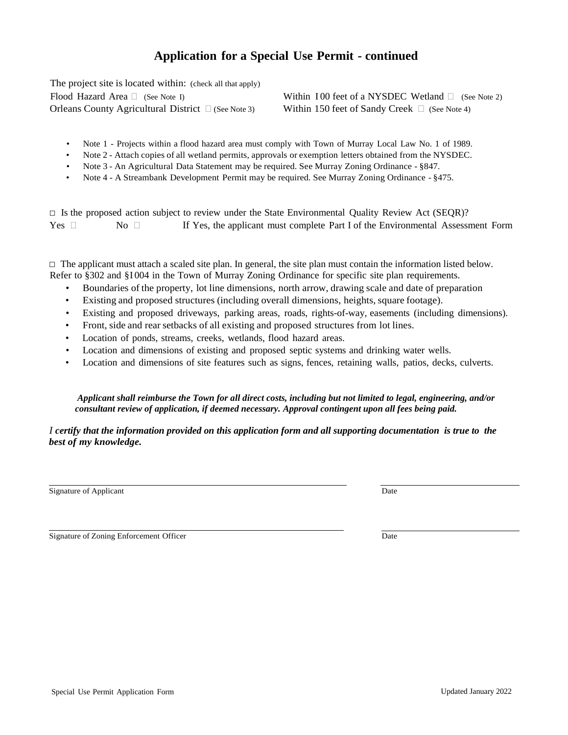# Application for a Special Use Permit - continued

The project site is located within: (check all that apply)

Flood Hazard Area ☐ (See Note I)
Within I00 feet of a NYSDEC Wetland ☐ (See Note 2)
Orleans County Agricultural District ☐ (See Note 3)
Within 150 feet of Sandy Creek ☐ (See Note 4)

- Note 1 - Projects within a flood hazard area must comply with Town of Murray Local Law No. 1 of 1989.
- Note 2 - Attach copies of all wetland permits, approvals or exemption letters obtained from the NYSDEC.
- Note 3 - An Agricultural Data Statement may be required. See Murray Zoning Ordinance - §847.
- Note 4 - A Streambank Development Permit may be required. See Murray Zoning Ordinance - §475.

□ Is the proposed action subject to review under the State Environmental Quality Review Act (SEQR)?
Yes ☐ No ☐ If Yes, the applicant must complete Part I of the Environmental Assessment Form

□ The applicant must attach a scaled site plan. In general, the site plan must contain the information listed below. Refer to §302 and §I004 in the Town of Murray Zoning Ordinance for specific site plan requirements.

- Boundaries of the property, lot line dimensions, north arrow, drawing scale and date of preparation
- Existing and proposed structures (including overall dimensions, heights, square footage).
- Existing and proposed driveways, parking areas, roads, rights-of-way, easements (including dimensions).
- Front, side and rear setbacks of all existing and proposed structures from lot lines.
- Location of ponds, streams, creeks, wetlands, flood hazard areas.
- Location and dimensions of existing and proposed septic systems and drinking water wells.
- Location and dimensions of site features such as signs, fences, retaining walls, patios, decks, culverts.

***Applicant shall reimburse the Town for all direct costs, including but not limited to legal, engineering, and/or consultant review of application, if deemed necessary. Approval contingent upon all fees being paid.***

*I **certify that the information provided on this application form and all supporting documentation is true to the best of my knowledge.***

\_\_\_\_\_\_\_\_\_\_\_\_\_\_\_\_\_\_\_\_\_\_\_\_\_\_\_\_\_\_\_\_\_\_\_\_\_\_\_\_ \_\_\_\_\_\_\_\_\_\_\_\_\_\_\_\_\_\_\_\_
Signature of Applicant Date

\_\_\_\_\_\_\_\_\_\_\_\_\_\_\_\_\_\_\_\_\_\_\_\_\_\_\_\_\_\_\_\_\_\_\_\_\_\_\_\_ \_\_\_\_\_\_\_\_\_\_\_\_\_\_\_\_\_\_\_\_
Signature of Zoning Enforcement Officer Date

Special Use Permit Application Form Updated January 2022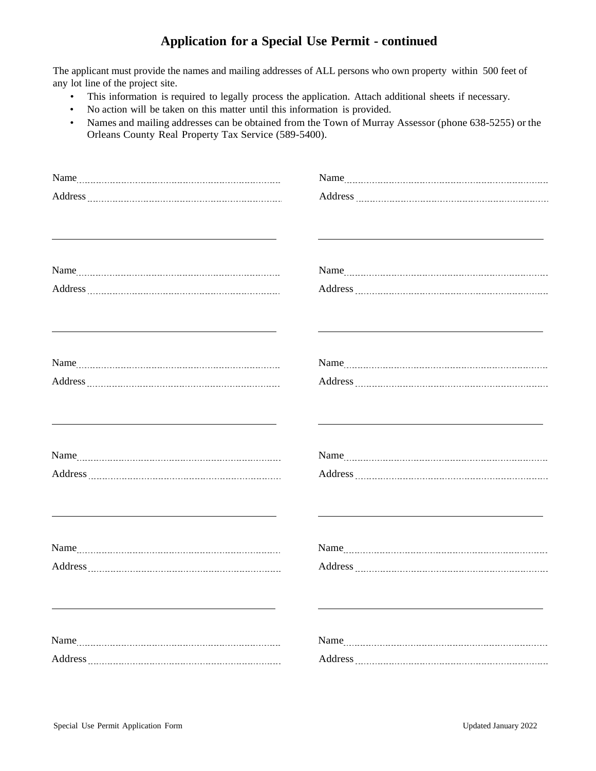# Application for a Special Use Permit - continued

The applicant must provide the names and mailing addresses of ALL persons who own property within 500 feet of any lot line of the project site.

- This information is required to legally process the application. Attach additional sheets if necessary.
- No action will be taken on this matter until this information is provided.
- Names and mailing addresses can be obtained from the Town of Murray Assessor (phone 638-5255) or the Orleans County Real Property Tax Service (589-5400).

Name ______________________________

Address ______________________________

______________________________

Name ______________________________

Address ______________________________

______________________________

Name ______________________________

Address ______________________________

______________________________

Name ______________________________

Address ______________________________

______________________________

Name ______________________________

Address ______________________________

______________________________

Name ______________________________

Address ______________________________

______________________________

Name ______________________________

Address ______________________________

______________________________

Name ______________________________

Address ______________________________

______________________________

Name ______________________________

Address ______________________________

______________________________

Name ______________________________

Address ______________________________

______________________________

Name ______________________________

Address ______________________________

Name ______________________________

Address ______________________________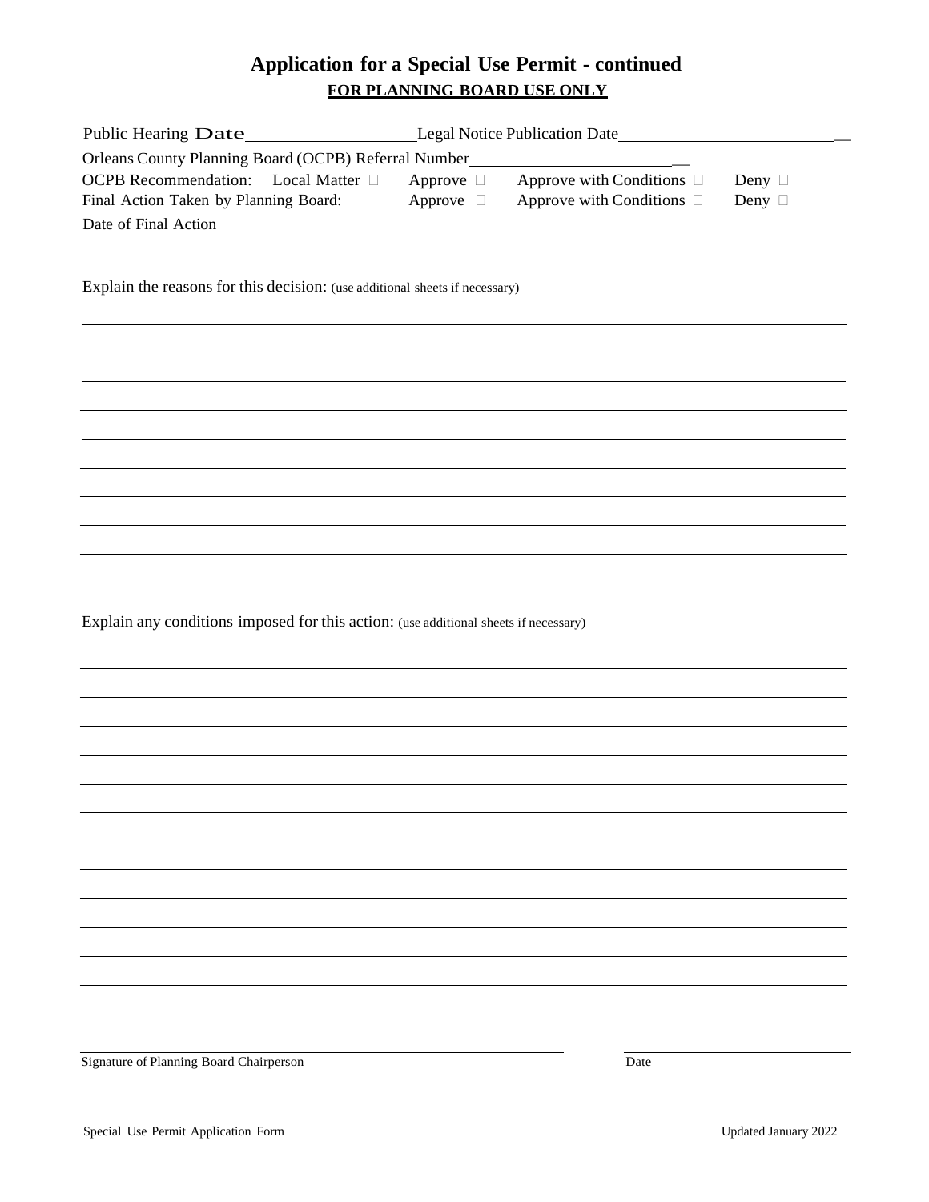# Application for a Special Use Permit - continued

**FOR PLANNING BOARD USE ONLY**

Public Hearing Date\_\_\_\_\_\_\_\_\_\_\_\_\_\_\_\_\_\_\_\_ Legal Notice Publication Date\_\_\_\_\_\_\_\_\_\_\_\_\_\_\_\_\_\_\_\_\_\_\_\_\_\_\_\_

Orleans County Planning Board (OCPB) Referral Number\_\_\_\_\_\_\_\_\_\_\_\_\_\_\_\_\_\_\_\_\_\_\_\_\_\_\_

OCPB Recommendation: Local Matter ☐ Approve ☐ Approve with Conditions ☐ Deny ☐

Final Action Taken by Planning Board: Approve ☐ Approve with Conditions ☐ Deny ☐

Date of Final Action \_\_\_\_\_\_\_\_\_\_\_\_\_\_\_\_\_\_\_\_\_\_\_\_\_\_\_\_\_\_

Explain the reasons for this decision: (use additional sheets if necessary)

\_\_\_\_\_\_\_\_\_\_\_\_\_\_\_\_\_\_\_\_\_\_\_\_\_\_\_\_\_\_\_\_\_\_\_\_\_\_\_\_\_\_\_\_\_\_\_\_\_\_\_\_\_\_\_\_\_\_\_\_\_\_\_\_\_\_\_\_\_\_\_\_

\_\_\_\_\_\_\_\_\_\_\_\_\_\_\_\_\_\_\_\_\_\_\_\_\_\_\_\_\_\_\_\_\_\_\_\_\_\_\_\_\_\_\_\_\_\_\_\_\_\_\_\_\_\_\_\_\_\_\_\_\_\_\_\_\_\_\_\_\_\_\_\_

\_\_\_\_\_\_\_\_\_\_\_\_\_\_\_\_\_\_\_\_\_\_\_\_\_\_\_\_\_\_\_\_\_\_\_\_\_\_\_\_\_\_\_\_\_\_\_\_\_\_\_\_\_\_\_\_\_\_\_\_\_\_\_\_\_\_\_\_\_\_\_\_

\_\_\_\_\_\_\_\_\_\_\_\_\_\_\_\_\_\_\_\_\_\_\_\_\_\_\_\_\_\_\_\_\_\_\_\_\_\_\_\_\_\_\_\_\_\_\_\_\_\_\_\_\_\_\_\_\_\_\_\_\_\_\_\_\_\_\_\_\_\_\_\_

\_\_\_\_\_\_\_\_\_\_\_\_\_\_\_\_\_\_\_\_\_\_\_\_\_\_\_\_\_\_\_\_\_\_\_\_\_\_\_\_\_\_\_\_\_\_\_\_\_\_\_\_\_\_\_\_\_\_\_\_\_\_\_\_\_\_\_\_\_\_\_\_

\_\_\_\_\_\_\_\_\_\_\_\_\_\_\_\_\_\_\_\_\_\_\_\_\_\_\_\_\_\_\_\_\_\_\_\_\_\_\_\_\_\_\_\_\_\_\_\_\_\_\_\_\_\_\_\_\_\_\_\_\_\_\_\_\_\_\_\_\_\_\_\_

\_\_\_\_\_\_\_\_\_\_\_\_\_\_\_\_\_\_\_\_\_\_\_\_\_\_\_\_\_\_\_\_\_\_\_\_\_\_\_\_\_\_\_\_\_\_\_\_\_\_\_\_\_\_\_\_\_\_\_\_\_\_\_\_\_\_\_\_\_\_\_\_

\_\_\_\_\_\_\_\_\_\_\_\_\_\_\_\_\_\_\_\_\_\_\_\_\_\_\_\_\_\_\_\_\_\_\_\_\_\_\_\_\_\_\_\_\_\_\_\_\_\_\_\_\_\_\_\_\_\_\_\_\_\_\_\_\_\_\_\_\_\_\_\_

\_\_\_\_\_\_\_\_\_\_\_\_\_\_\_\_\_\_\_\_\_\_\_\_\_\_\_\_\_\_\_\_\_\_\_\_\_\_\_\_\_\_\_\_\_\_\_\_\_\_\_\_\_\_\_\_\_\_\_\_\_\_\_\_\_\_\_\_\_\_\_\_

\_\_\_\_\_\_\_\_\_\_\_\_\_\_\_\_\_\_\_\_\_\_\_\_\_\_\_\_\_\_\_\_\_\_\_\_\_\_\_\_\_\_\_\_\_\_\_\_\_\_\_\_\_\_\_\_\_\_\_\_\_\_\_\_\_\_\_\_\_\_\_\_

Explain any conditions imposed for this action: (use additional sheets if necessary)

\_\_\_\_\_\_\_\_\_\_\_\_\_\_\_\_\_\_\_\_\_\_\_\_\_\_\_\_\_\_\_\_\_\_\_\_\_\_\_\_\_\_\_\_\_\_\_\_\_\_\_\_\_\_\_\_\_\_\_\_\_\_\_\_\_\_\_\_\_\_\_\_

\_\_\_\_\_\_\_\_\_\_\_\_\_\_\_\_\_\_\_\_\_\_\_\_\_\_\_\_\_\_\_\_\_\_\_\_\_\_\_\_\_\_\_\_\_\_\_\_\_\_\_\_\_\_\_\_\_\_\_\_\_\_\_\_\_\_\_\_\_\_\_\_

\_\_\_\_\_\_\_\_\_\_\_\_\_\_\_\_\_\_\_\_\_\_\_\_\_\_\_\_\_\_\_\_\_\_\_\_\_\_\_\_\_\_\_\_\_\_\_\_\_\_\_\_\_\_\_\_\_\_\_\_\_\_\_\_\_\_\_\_\_\_\_\_

\_\_\_\_\_\_\_\_\_\_\_\_\_\_\_\_\_\_\_\_\_\_\_\_\_\_\_\_\_\_\_\_\_\_\_\_\_\_\_\_\_\_\_\_\_\_\_\_\_\_\_\_\_\_\_\_\_\_\_\_\_\_\_\_\_\_\_\_\_\_\_\_

\_\_\_\_\_\_\_\_\_\_\_\_\_\_\_\_\_\_\_\_\_\_\_\_\_\_\_\_\_\_\_\_\_\_\_\_\_\_\_\_\_\_\_\_\_\_\_\_\_\_\_\_\_\_\_\_\_\_\_\_\_\_\_\_\_\_\_\_\_\_\_\_

\_\_\_\_\_\_\_\_\_\_\_\_\_\_\_\_\_\_\_\_\_\_\_\_\_\_\_\_\_\_\_\_\_\_\_\_\_\_\_\_\_\_\_\_\_\_\_\_\_\_\_\_\_\_\_\_\_\_\_\_\_\_\_\_\_\_\_\_\_\_\_\_

\_\_\_\_\_\_\_\_\_\_\_\_\_\_\_\_\_\_\_\_\_\_\_\_\_\_\_\_\_\_\_\_\_\_\_\_\_\_\_\_\_\_\_\_\_\_\_\_\_\_\_\_\_\_\_\_\_\_\_\_\_\_\_\_\_\_\_\_\_\_\_\_

\_\_\_\_\_\_\_\_\_\_\_\_\_\_\_\_\_\_\_\_\_\_\_\_\_\_\_\_\_\_\_\_\_\_\_\_\_\_\_\_\_\_\_\_\_\_\_\_\_\_\_\_\_\_\_\_\_\_\_\_\_\_\_\_\_\_\_\_\_\_\_\_

\_\_\_\_\_\_\_\_\_\_\_\_\_\_\_\_\_\_\_\_\_\_\_\_\_\_\_\_\_\_\_\_\_\_\_\_\_\_\_\_\_\_\_\_\_\_\_\_\_\_\_\_\_\_\_\_\_\_\_\_\_\_\_\_\_\_\_\_\_\_\_\_

\_\_\_\_\_\_\_\_\_\_\_\_\_\_\_\_\_\_\_\_\_\_\_\_\_\_\_\_\_\_\_\_\_\_\_\_\_\_\_\_\_\_\_\_\_\_\_\_\_\_\_\_\_\_\_\_\_\_\_\_\_\_\_\_\_\_\_\_\_\_\_\_

\_\_\_\_\_\_\_\_\_\_\_\_\_\_\_\_\_\_\_\_\_\_\_\_\_\_\_\_\_\_\_\_\_\_\_\_\_\_\_\_\_\_\_\_\_\_\_\_\_\_\_\_\_\_\_\_\_\_\_\_\_\_\_\_\_\_\_\_\_\_\_\_

\_\_\_\_\_\_\_\_\_\_\_\_\_\_\_\_\_\_\_\_\_\_\_\_\_\_\_\_\_\_\_\_\_\_\_\_\_\_\_\_\_\_\_\_\_\_\_\_\_\_ \_\_\_\_\_\_\_\_\_\_\_\_\_\_\_\_\_\_\_\_\_\_\_\_

Signature of Planning Board Chairperson Date

Special Use Permit Application Form Updated January 2022